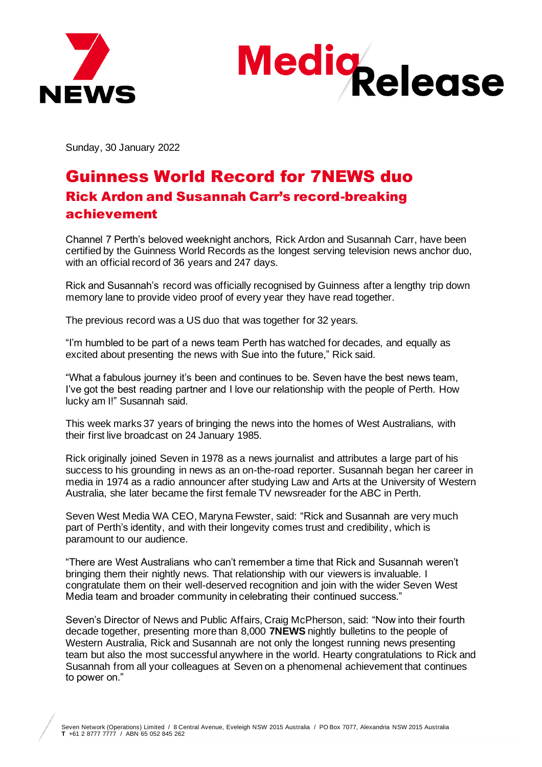Sunday, 30 January 2022

# Guinness World Record for 7NEWS duo

## Rick Ardon and Susannah Carr's record-breaking achievement

Channel 7 Perth's beloved weeknight anchors, Rick Ardon and Susannah Carr, have been certified by the Guinness World Records as the longest serving television news anchor duo, with an official record of 36 years and 247 days.

Rick and Susannah's record was officially recognised by Guinness after a lengthy trip down memory lane to provide video proof of every year they have read together.

The previous record was a US duo that was together for 32 years.

"I'm humbled to be part of a news team Perth has watched for decades, and equally as excited about presenting the news with Sue into the future," Rick said.

"What a fabulous journey it's been and continues to be. Seven have the best news team, I've got the best reading partner and I love our relationship with the people of Perth. How lucky am I!" Susannah said.

This week marks 37 years of bringing the news into the homes of West Australians, with their first live broadcast on 24 January 1985.

Rick originally joined Seven in 1978 as a news journalist and attributes a large part of his success to his grounding in news as an on-the-road reporter. Susannah began her career in media in 1974 as a radio announcer after studying Law and Arts at the University of Western Australia, she later became the first female TV newsreader for the ABC in Perth.

Seven West Media WA CEO, Maryna Fewster, said: "Rick and Susannah are very much part of Perth's identity, and with their longevity comes trust and credibility, which is paramount to our audience.

"There are West Australians who can't remember a time that Rick and Susannah weren't bringing them their nightly news. That relationship with our viewers is invaluable. I congratulate them on their well-deserved recognition and join with the wider Seven West Media team and broader community in celebrating their continued success."

Seven's Director of News and Public Affairs, Craig McPherson, said: "Now into their fourth decade together, presenting more than 8,000 **7NEWS** nightly bulletins to the people of Western Australia, Rick and Susannah are not only the longest running news presenting team but also the most successful anywhere in the world. Hearty congratulations to Rick and Susannah from all your colleagues at Seven on a phenomenal achievement that continues to power on."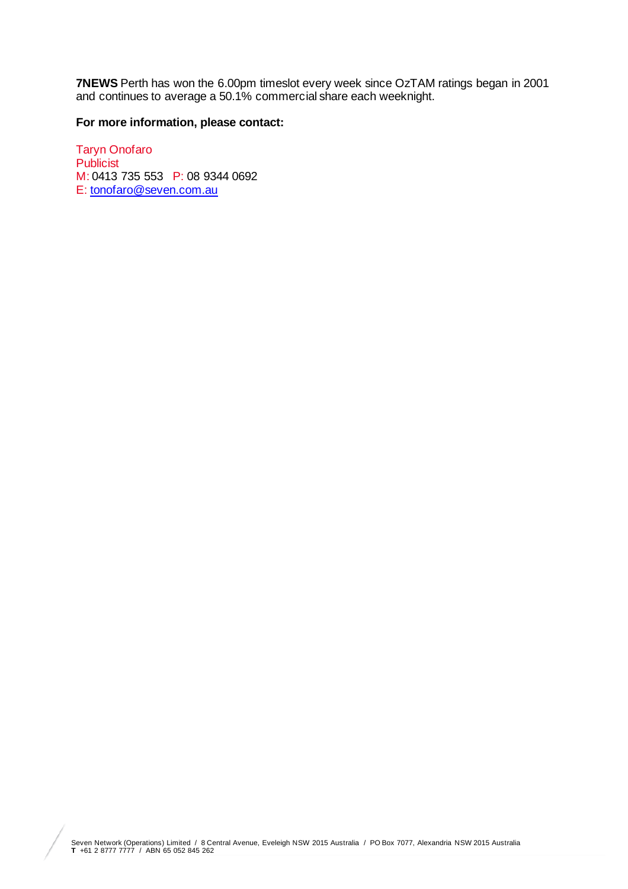**7NEWS** Perth has won the 6.00pm timeslot every week since OzTAM ratings began in 2001 and continues to average a 50.1% commercial share each weeknight.

**For more information, please contact:**

Taryn Onofaro
Publicist
M: 0413 735 553   P: 08 9344 0692
E: tonofaro@seven.com.au